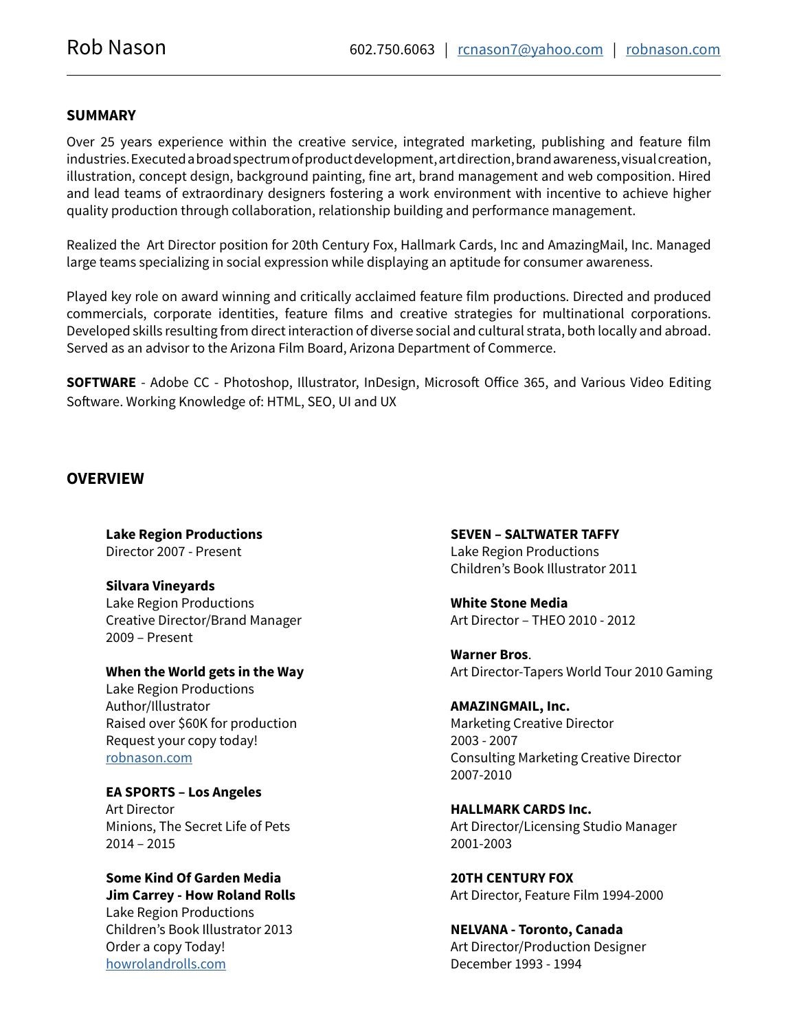# Rob Nason

602.750.6063 | [rcnason7@yahoo.com](mailto:rcnason7@yahoo.com) | [robnason.com](http://robnason.com)

## SUMMARY

Over 25 years experience within the creative service, integrated marketing, publishing and feature film industries. Executed a broad spectrum of product development, art direction, brand awareness, visual creation, illustration, concept design, background painting, fine art, brand management and web composition. Hired and lead teams of extraordinary designers fostering a work environment with incentive to achieve higher quality production through collaboration, relationship building and performance management.

Realized the Art Director position for 20th Century Fox, Hallmark Cards, Inc and AmazingMail, Inc. Managed large teams specializing in social expression while displaying an aptitude for consumer awareness.

Played key role on award winning and critically acclaimed feature film productions. Directed and produced commercials, corporate identities, feature films and creative strategies for multinational corporations. Developed skills resulting from direct interaction of diverse social and cultural strata, both locally and abroad. Served as an advisor to the Arizona Film Board, Arizona Department of Commerce.

**SOFTWARE** - Adobe CC - Photoshop, Illustrator, InDesign, Microsoft Office 365, and Various Video Editing Software. Working Knowledge of: HTML, SEO, UI and UX

## OVERVIEW

**Lake Region Productions**
Director 2007 - Present

**Silvara Vineyards**
Lake Region Productions
Creative Director/Brand Manager
2009 – Present

**When the World gets in the Way**
Lake Region Productions
Author/Illustrator
Raised over $60K for production
Request your copy today!
[robnason.com](http://robnason.com)

**EA SPORTS – Los Angeles**
Art Director
Minions, The Secret Life of Pets
2014 – 2015

**Some Kind Of Garden Media**
**Jim Carrey - How Roland Rolls**
Lake Region Productions
Children's Book Illustrator 2013
Order a copy Today!
[howrolandrolls.com](http://howrolandrolls.com)

**SEVEN – SALTWATER TAFFY**
Lake Region Productions
Children's Book Illustrator 2011

**White Stone Media**
Art Director – THEO 2010 - 2012

**Warner Bros**.
Art Director-Tapers World Tour 2010 Gaming

**AMAZINGMAIL, Inc.**
Marketing Creative Director
2003 - 2007
Consulting Marketing Creative Director
2007-2010

**HALLMARK CARDS Inc.**
Art Director/Licensing Studio Manager
2001-2003

**20TH CENTURY FOX**
Art Director, Feature Film 1994-2000

**NELVANA - Toronto, Canada**
Art Director/Production Designer
December 1993 - 1994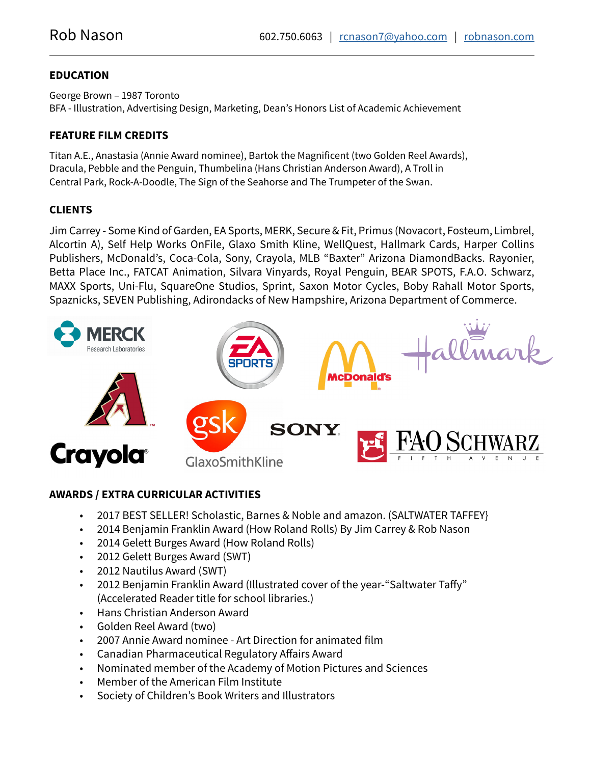# Rob Nason

602.750.6063 | rcnason7@yahoo.com | robnason.com

## EDUCATION

George Brown – 1987 Toronto
BFA - Illustration, Advertising Design, Marketing, Dean's Honors List of Academic Achievement

## FEATURE FILM CREDITS

Titan A.E., Anastasia (Annie Award nominee), Bartok the Magnificent (two Golden Reel Awards), Dracula, Pebble and the Penguin, Thumbelina (Hans Christian Anderson Award), A Troll in Central Park, Rock-A-Doodle, The Sign of the Seahorse and The Trumpeter of the Swan.

## CLIENTS

Jim Carrey - Some Kind of Garden, EA Sports, MERK, Secure & Fit, Primus (Novacort, Fosteum, Limbrel, Alcortin A), Self Help Works OnFile, Glaxo Smith Kline, WellQuest, Hallmark Cards, Harper Collins Publishers, McDonald's, Coca-Cola, Sony, Crayola, MLB "Baxter" Arizona DiamondBacks. Rayonier, Betta Place Inc., FATCAT Animation, Silvara Vinyards, Royal Penguin, BEAR SPOTS, F.A.O. Schwarz, MAXX Sports, Uni-Flu, SquareOne Studios, Sprint, Saxon Motor Cycles, Boby Rahall Motor Sports, Spaznicks, SEVEN Publishing, Adirondacks of New Hampshire, Arizona Department of Commerce.

## AWARDS / EXTRA CURRICULAR ACTIVITIES

- 2017 BEST SELLER! Scholastic, Barnes & Noble and amazon. (SALTWATER TAFFEY}
- 2014 Benjamin Franklin Award (How Roland Rolls) By Jim Carrey & Rob Nason
- 2014 Gelett Burges Award (How Roland Rolls)
- 2012 Gelett Burges Award (SWT)
- 2012 Nautilus Award (SWT)
- 2012 Benjamin Franklin Award (Illustrated cover of the year-"Saltwater Taffy" (Accelerated Reader title for school libraries.)
- Hans Christian Anderson Award
- Golden Reel Award (two)
- 2007 Annie Award nominee - Art Direction for animated film
- Canadian Pharmaceutical Regulatory Affairs Award
- Nominated member of the Academy of Motion Pictures and Sciences
- Member of the American Film Institute
- Society of Children's Book Writers and Illustrators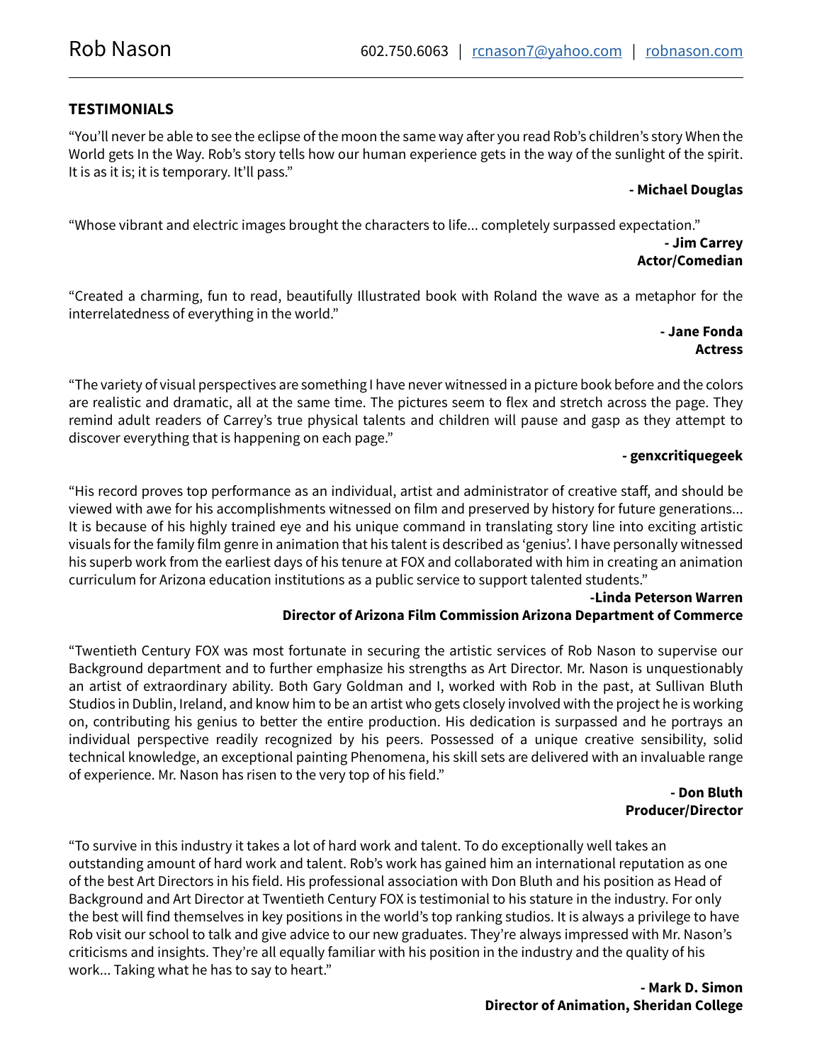Rob Nason 602.750.6063 | [rcnason7@yahoo.com](mailto:rcnason7@yahoo.com) | [robnason.com](http://robnason.com)

## TESTIMONIALS

"You'll never be able to see the eclipse of the moon the same way after you read Rob's children's story When the World gets In the Way. Rob's story tells how our human experience gets in the way of the sunlight of the spirit. It is as it is; it is temporary. It'll pass."

**- Michael Douglas**

"Whose vibrant and electric images brought the characters to life... completely surpassed expectation."

**- Jim Carrey**
**Actor/Comedian**

"Created a charming, fun to read, beautifully Illustrated book with Roland the wave as a metaphor for the interrelatedness of everything in the world."

**- Jane Fonda**
**Actress**

"The variety of visual perspectives are something I have never witnessed in a picture book before and the colors are realistic and dramatic, all at the same time. The pictures seem to flex and stretch across the page. They remind adult readers of Carrey's true physical talents and children will pause and gasp as they attempt to discover everything that is happening on each page."

**- genxcritiquegeek**

"His record proves top performance as an individual, artist and administrator of creative staff, and should be viewed with awe for his accomplishments witnessed on film and preserved by history for future generations... It is because of his highly trained eye and his unique command in translating story line into exciting artistic visuals for the family film genre in animation that his talent is described as 'genius'. I have personally witnessed his superb work from the earliest days of his tenure at FOX and collaborated with him in creating an animation curriculum for Arizona education institutions as a public service to support talented students."

**-Linda Peterson Warren**
**Director of Arizona Film Commission Arizona Department of Commerce**

"Twentieth Century FOX was most fortunate in securing the artistic services of Rob Nason to supervise our Background department and to further emphasize his strengths as Art Director. Mr. Nason is unquestionably an artist of extraordinary ability. Both Gary Goldman and I, worked with Rob in the past, at Sullivan Bluth Studios in Dublin, Ireland, and know him to be an artist who gets closely involved with the project he is working on, contributing his genius to better the entire production. His dedication is surpassed and he portrays an individual perspective readily recognized by his peers. Possessed of a unique creative sensibility, solid technical knowledge, an exceptional painting Phenomena, his skill sets are delivered with an invaluable range of experience. Mr. Nason has risen to the very top of his field."

**- Don Bluth**
**Producer/Director**

"To survive in this industry it takes a lot of hard work and talent. To do exceptionally well takes an outstanding amount of hard work and talent. Rob's work has gained him an international reputation as one of the best Art Directors in his field. His professional association with Don Bluth and his position as Head of Background and Art Director at Twentieth Century FOX is testimonial to his stature in the industry. For only the best will find themselves in key positions in the world's top ranking studios. It is always a privilege to have Rob visit our school to talk and give advice to our new graduates. They're always impressed with Mr. Nason's criticisms and insights. They're all equally familiar with his position in the industry and the quality of his work... Taking what he has to say to heart."

**- Mark D. Simon**
**Director of Animation, Sheridan College**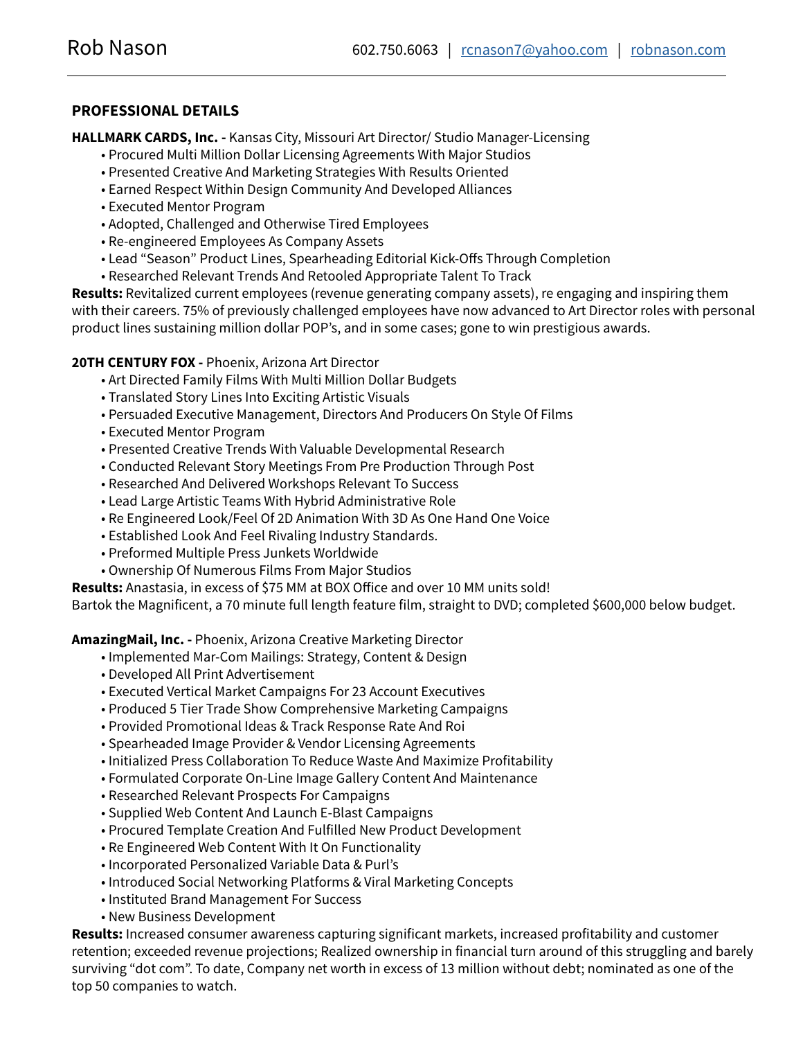Rob Nason    602.750.6063 | rcnason7@yahoo.com | robnason.com

## PROFESSIONAL DETAILS

**HALLMARK CARDS, Inc. -** Kansas City, Missouri Art Director/ Studio Manager-Licensing

- Procured Multi Million Dollar Licensing Agreements With Major Studios
- Presented Creative And Marketing Strategies With Results Oriented
- Earned Respect Within Design Community And Developed Alliances
- Executed Mentor Program
- Adopted, Challenged and Otherwise Tired Employees
- Re-engineered Employees As Company Assets
- Lead "Season" Product Lines, Spearheading Editorial Kick-Offs Through Completion
- Researched Relevant Trends And Retooled Appropriate Talent To Track

**Results:** Revitalized current employees (revenue generating company assets), re engaging and inspiring them with their careers. 75% of previously challenged employees have now advanced to Art Director roles with personal product lines sustaining million dollar POP's, and in some cases; gone to win prestigious awards.

**20TH CENTURY FOX -** Phoenix, Arizona Art Director

- Art Directed Family Films With Multi Million Dollar Budgets
- Translated Story Lines Into Exciting Artistic Visuals
- Persuaded Executive Management, Directors And Producers On Style Of Films
- Executed Mentor Program
- Presented Creative Trends With Valuable Developmental Research
- Conducted Relevant Story Meetings From Pre Production Through Post
- Researched And Delivered Workshops Relevant To Success
- Lead Large Artistic Teams With Hybrid Administrative Role
- Re Engineered Look/Feel Of 2D Animation With 3D As One Hand One Voice
- Established Look And Feel Rivaling Industry Standards.
- Preformed Multiple Press Junkets Worldwide
- Ownership Of Numerous Films From Major Studios

**Results:** Anastasia, in excess of $75 MM at BOX Office and over 10 MM units sold!
Bartok the Magnificent, a 70 minute full length feature film, straight to DVD; completed $600,000 below budget.

**AmazingMail, Inc. -** Phoenix, Arizona Creative Marketing Director

- Implemented Mar-Com Mailings: Strategy, Content & Design
- Developed All Print Advertisement
- Executed Vertical Market Campaigns For 23 Account Executives
- Produced 5 Tier Trade Show Comprehensive Marketing Campaigns
- Provided Promotional Ideas & Track Response Rate And Roi
- Spearheaded Image Provider & Vendor Licensing Agreements
- Initialized Press Collaboration To Reduce Waste And Maximize Profitability
- Formulated Corporate On-Line Image Gallery Content And Maintenance
- Researched Relevant Prospects For Campaigns
- Supplied Web Content And Launch E-Blast Campaigns
- Procured Template Creation And Fulfilled New Product Development
- Re Engineered Web Content With It On Functionality
- Incorporated Personalized Variable Data & Purl's
- Introduced Social Networking Platforms & Viral Marketing Concepts
- Instituted Brand Management For Success
- New Business Development

**Results:** Increased consumer awareness capturing significant markets, increased profitability and customer retention; exceeded revenue projections; Realized ownership in financial turn around of this struggling and barely surviving "dot com". To date, Company net worth in excess of 13 million without debt; nominated as one of the top 50 companies to watch.